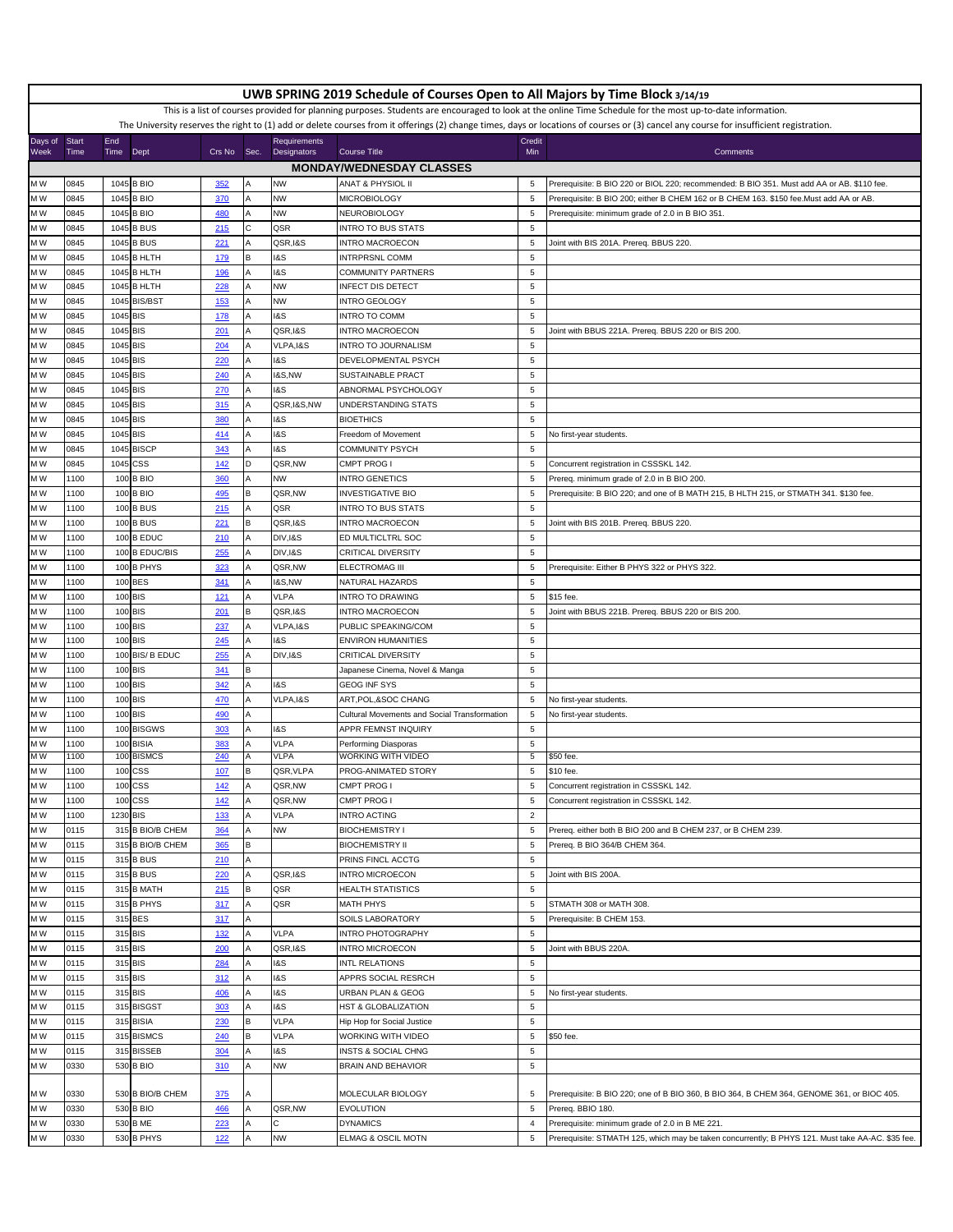# UWB SPRING 2019 Schedule of Courses Open to All Majors by Time Block 3/14/19

This is a list of courses provided for planning purposes. Students are encouraged to look at the online Time Schedule for the most up-to-date information.

The University reserves the right to (1) add or delete courses from it offerings (2) change times, days or locations of courses or (3) cancel any course for insufficient registration.

| Days of Week | Start Time | End Time | Dept | Crs No | Sec. | Requirements Designators | Course Title | Credit Min | Comments |
|---|---|---|---|---|---|---|---|---|---|
| **MONDAY/WEDNESDAY CLASSES** | | | | | | | | | |
| M W | 0845 | 1045 | B BIO | 352 | A | NW | ANAT & PHYSIOL II | 5 | Prerequisite: B BIO 220 or BIOL 220; recommended: B BIO 351. Must add AA or AB. $110 fee. |
| M W | 0845 | 1045 | B BIO | 370 | A | NW | MICROBIOLOGY | 5 | Prerequisite: B BIO 200; either B CHEM 162 or B CHEM 163. $150 fee.Must add AA or AB. |
| M W | 0845 | 1045 | B BIO | 480 | A | NW | NEUROBIOLOGY | 5 | Prerequisite: minimum grade of 2.0 in B BIO 351. |
| M W | 0845 | 1045 | B BUS | 215 | C | QSR | INTRO TO BUS STATS | 5 | |
| M W | 0845 | 1045 | B BUS | 221 | A | QSR,I&S | INTRO MACROECON | 5 | Joint with BIS 201A. Prereq. BBUS 220. |
| M W | 0845 | 1045 | B HLTH | 179 | B | I&S | INTRPRSNL COMM | 5 | |
| M W | 0845 | 1045 | B HLTH | 196 | A | I&S | COMMUNITY PARTNERS | 5 | |
| M W | 0845 | 1045 | B HLTH | 228 | A | NW | INFECT DIS DETECT | 5 | |
| M W | 0845 | 1045 | BIS/BST | 153 | A | NW | INTRO GEOLOGY | 5 | |
| M W | 0845 | 1045 | BIS | 178 | A | I&S | INTRO TO COMM | 5 | |
| M W | 0845 | 1045 | BIS | 201 | A | QSR,I&S | INTRO MACROECON | 5 | Joint with BBUS 221A. Prereq. BBUS 220 or BIS 200. |
| M W | 0845 | 1045 | BIS | 204 | A | VLPA,I&S | INTRO TO JOURNALISM | 5 | |
| M W | 0845 | 1045 | BIS | 220 | A | I&S | DEVELOPMENTAL PSYCH | 5 | |
| M W | 0845 | 1045 | BIS | 240 | A | I&S,NW | SUSTAINABLE PRACT | 5 | |
| M W | 0845 | 1045 | BIS | 270 | A | I&S | ABNORMAL PSYCHOLOGY | 5 | |
| M W | 0845 | 1045 | BIS | 315 | A | QSR,I&S,NW | UNDERSTANDING STATS | 5 | |
| M W | 0845 | 1045 | BIS | 380 | A | I&S | BIOETHICS | 5 | |
| M W | 0845 | 1045 | BIS | 414 | A | I&S | Freedom of Movement | 5 | No first-year students. |
| M W | 0845 | 1045 | BISCP | 343 | A | I&S | COMMUNITY PSYCH | 5 | |
| M W | 0845 | 1045 | CSS | 142 | D | QSR,NW | CMPT PROG I | 5 | Concurrent registration in CSSSKL 142. |
| M W | 1100 | 100 | B BIO | 360 | A | NW | INTRO GENETICS | 5 | Prereq. minimum grade of 2.0 in B BIO 200. |
| M W | 1100 | 100 | B BIO | 495 | B | QSR,NW | INVESTIGATIVE BIO | 5 | Prerequisite: B BIO 220; and one of B MATH 215, B HLTH 215, or STMATH 341. $130 fee. |
| M W | 1100 | 100 | B BUS | 215 | A | QSR | INTRO TO BUS STATS | 5 | |
| M W | 1100 | 100 | B BUS | 221 | B | QSR,I&S | INTRO MACROECON | 5 | Joint with BIS 201B. Prereq. BBUS 220. |
| M W | 1100 | 100 | B EDUC | 210 | A | DIV,I&S | ED MULTICLTRL SOC | 5 | |
| M W | 1100 | 100 | B EDUC/BIS | 255 | A | DIV,I&S | CRITICAL DIVERSITY | 5 | |
| M W | 1100 | 100 | B PHYS | 323 | A | QSR,NW | ELECTROMAG III | 5 | Prerequisite: Either B PHYS 322 or PHYS 322. |
| M W | 1100 | 100 | BES | 341 | A | I&S,NW | NATURAL HAZARDS | 5 | |
| M W | 1100 | 100 | BIS | 121 | A | VLPA | INTRO TO DRAWING | 5 | $15 fee. |
| M W | 1100 | 100 | BIS | 201 | B | QSR,I&S | INTRO MACROECON | 5 | Joint with BBUS 221B. Prereq. BBUS 220 or BIS 200. |
| M W | 1100 | 100 | BIS | 237 | A | VLPA,I&S | PUBLIC SPEAKING/COM | 5 | |
| M W | 1100 | 100 | BIS | 245 | A | I&S | ENVIRON HUMANITIES | 5 | |
| M W | 1100 | 100 | BIS/ B EDUC | 255 | A | DIV,I&S | CRITICAL DIVERSITY | 5 | |
| M W | 1100 | 100 | BIS | 341 | B | | Japanese Cinema, Novel & Manga | 5 | |
| M W | 1100 | 100 | BIS | 342 | A | I&S | GEOG INF SYS | 5 | |
| M W | 1100 | 100 | BIS | 470 | A | VLPA,I&S | ART,POL,&SOC CHANG | 5 | No first-year students. |
| M W | 1100 | 100 | BIS | 490 | A | | Cultural Movements and Social Transformation | 5 | No first-year students. |
| M W | 1100 | 100 | BISGWS | 303 | A | I&S | APPR FEMNST INQUIRY | 5 | |
| M W | 1100 | 100 | BISIA | 383 | A | VLPA | Performing Diasporas | 5 | |
| M W | 1100 | 100 | BISMCS | 240 | A | VLPA | WORKING WITH VIDEO | 5 | $50 fee. |
| M W | 1100 | 100 | CSS | 107 | B | QSR,VLPA | PROG-ANIMATED STORY | 5 | $10 fee. |
| M W | 1100 | 100 | CSS | 142 | B | QSR,NW | CMPT PROG I | 5 | Concurrent registration in CSSSKL 142. |
| M W | 1100 | 100 | CSS | 142 | A | QSR,NW | CMPT PROG I | 5 | Concurrent registration in CSSSKL 142. |
| M W | 1100 | 1230 | BIS | 133 | A | VLPA | INTRO ACTING | 2 | |
| M W | 0115 | 315 | B BIO/B CHEM | 364 | A | NW | BIOCHEMISTRY I | 5 | Prereq. either both B BIO 200 and B CHEM 237, or B CHEM 239. |
| M W | 0115 | 315 | B BIO/B CHEM | 365 | B | | BIOCHEMISTRY II | 5 | Prereq. B BIO 364/B CHEM 364. |
| M W | 0115 | 315 | B BUS | 210 | A | | PRINS FINCL ACCTG | 5 | |
| M W | 0115 | 315 | B BUS | 220 | A | QSR,I&S | INTRO MICROECON | 5 | Joint with BIS 200A. |
| M W | 0115 | 315 | B MATH | 215 | B | QSR | HEALTH STATISTICS | 5 | |
| M W | 0115 | 315 | B PHYS | 317 | A | QSR | MATH PHYS | 5 | STMATH 308 or MATH 308. |
| M W | 0115 | 315 | BES | 317 | A | | SOILS LABORATORY | 5 | Prerequisite: B CHEM 153. |
| M W | 0115 | 315 | BIS | 132 | A | VLPA | INTRO PHOTOGRAPHY | 5 | |
| M W | 0115 | 315 | BIS | 200 | A | QSR,I&S | INTRO MICROECON | 5 | Joint with BBUS 220A. |
| M W | 0115 | 315 | BIS | 284 | A | I&S | INTL RELATIONS | 5 | |
| M W | 0115 | 315 | BIS | 312 | A | I&S | APPRS SOCIAL RESRCH | 5 | |
| M W | 0115 | 315 | BIS | 406 | A | I&S | URBAN PLAN & GEOG | 5 | No first-year students. |
| M W | 0115 | 315 | BISGST | 303 | A | I&S | HST & GLOBALIZATION | 5 | |
| M W | 0115 | 315 | BISIA | 230 | B | VLPA | Hip Hop for Social Justice | 5 | |
| M W | 0115 | 315 | BISMCS | 240 | B | VLPA | WORKING WITH VIDEO | 5 | $50 fee. |
| M W | 0115 | 315 | BISSEB | 304 | A | I&S | INSTS & SOCIAL CHNG | 5 | |
| M W | 0330 | 530 | B BIO | 310 | A | NW | BRAIN AND BEHAVIOR | 5 | |
| M W | 0330 | 530 | B BIO/B CHEM | 375 | A | | MOLECULAR BIOLOGY | 5 | Prerequisite: B BIO 220; one of B BIO 360, B BIO 364, B CHEM 364, GENOME 361, or BIOC 405. |
| M W | 0330 | 530 | B BIO | 466 | A | QSR,NW | EVOLUTION | 5 | Prereq. BBIO 180. |
| M W | 0330 | 530 | B ME | 223 | A | C | DYNAMICS | 4 | Prerequisite: minimum grade of 2.0 in B ME 221. |
| M W | 0330 | 530 | B PHYS | 122 | A | NW | ELMAG & OSCIL MOTN | 5 | Prerequisite: STMATH 125, which may be taken concurrently; B PHYS 121. Must take AA-AC. $35 fee. |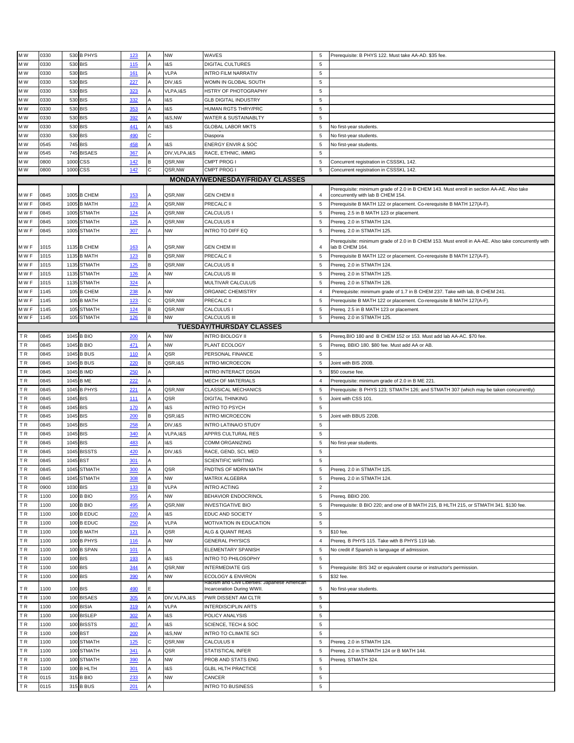| | | | | | | | | | | |
|---|---|---|---|---|---|---|---|---|---|---|
| M W | 0330 | 530 | B PHYS | 123 | A | NW | WAVES | 5 | Prerequisite: B PHYS 122. Must take AA-AD. $35 fee. |
| M W | 0330 | 530 | BIS | 115 | A | I&S | DIGITAL CULTURES | 5 | |
| M W | 0330 | 530 | BIS | 161 | A | VLPA | INTRO FILM NARRATIV | 5 | |
| M W | 0330 | 530 | BIS | 227 | A | DIV,I&S | WOMN IN GLOBAL SOUTH | 5 | |
| M W | 0330 | 530 | BIS | 323 | A | VLPA,I&S | HSTRY OF PHOTOGRAPHY | 5 | |
| M W | 0330 | 530 | BIS | 332 | A | I&S | GLB DIGITAL INDUSTRY | 5 | |
| M W | 0330 | 530 | BIS | 353 | A | I&S | HUMAN RGTS THRY/PRC | 5 | |
| M W | 0330 | 530 | BIS | 392 | A | I&S,NW | WATER & SUSTAINABLTY | 5 | |
| M W | 0330 | 530 | BIS | 441 | A | I&S | GLOBAL LABOR MKTS | 5 | No first-year students. |
| M W | 0330 | 530 | BIS | 490 | C | | Diaspora | 5 | No first-year students. |
| M W | 0545 | 745 | BIS | 458 | A | I&S | ENERGY ENVIR & SOC | 5 | No first-year students. |
| M W | 0545 | 745 | BISAES | 367 | A | DIV,VLPA,I&S | RACE, ETHNIC, IMMIG | 5 | |
| M W | 0800 | 1000 | CSS | 142 | B | QSR,NW | CMPT PROG I | 5 | Concurrent registration in CSSSKL 142. |
| M W | 0800 | 1000 | CSS | 142 | C | QSR,NW | CMPT PROG I | 5 | Concurrent registration in CSSSKL 142. |
| **MONDAY/WEDNESDAY/FRIDAY CLASSES** | | | | | | | | | |
| M W F | 0845 | 1005 | B CHEM | 153 | A | QSR,NW | GEN CHEM II | 4 | Prerequisite: minimum grade of 2.0 in B CHEM 143. Must enroll in section AA-AE. Also take concurrently with lab B CHEM 154. |
| M W F | 0845 | 1005 | B MATH | 123 | A | QSR,NW | PRECALC II | 5 | Prerequisite B MATH 122 or placement. Co-rerequisite B MATH 127(A-F). |
| M W F | 0845 | 1005 | STMATH | 124 | A | QSR,NW | CALCULUS I | 5 | Prereq. 2.5 in B MATH 123 or placement. |
| M W F | 0845 | 1005 | STMATH | 125 | A | QSR,NW | CALCULUS II | 5 | Prereq. 2.0 in STMATH 124. |
| M W F | 0845 | 1005 | STMATH | 307 | A | NW | INTRO TO DIFF EQ | 5 | Prereq. 2.0 in STMATH 125. |
| M W F | 1015 | 1135 | B CHEM | 163 | A | QSR,NW | GEN CHEM III | 4 | Prerequisite: minimum grade of 2.0 in B CHEM 153. Must enroll in AA-AE. Also take concurrently with lab B CHEM 164. |
| M W F | 1015 | 1135 | B MATH | 123 | B | QSR,NW | PRECALC II | 5 | Prerequisite B MATH 122 or placement. Co-rerequisite B MATH 127(A-F). |
| M W F | 1015 | 1135 | STMATH | 125 | B | QSR,NW | CALCULUS II | 5 | Prereq. 2.0 in STMATH 124. |
| M W F | 1015 | 1135 | STMATH | 126 | A | NW | CALCULUS III | 5 | Prereq. 2.0 in STMATH 125. |
| M W F | 1015 | 1135 | STMATH | 324 | A | | MULTIVAR CALCULUS | 5 | Prereq. 2.0 in STMATH 126. |
| M W F | 1145 | 105 | B CHEM | 238 | A | NW | ORGANIC CHEMISTRY | 4 | Prerequisite: minimum grade of 1.7 in B CHEM 237. Take with lab, B CHEM 241. |
| M W F | 1145 | 105 | B MATH | 123 | C | QSR,NW | PRECALC II | 5 | Prerequisite B MATH 122 or placement. Co-rerequisite B MATH 127(A-F). |
| M W F | 1145 | 105 | STMATH | 124 | B | QSR,NW | CALCULUS I | 5 | Prereq. 2.5 in B MATH 123 or placement. |
| M W F | 1145 | 105 | STMATH | 126 | B | NW | CALCULUS III | 5 | Prereq. 2.0 in STMATH 125. |
| **TUESDAY/THURSDAY CLASSES** | | | | | | | | | |
| T R | 0845 | 1045 | B BIO | 200 | A | NW | INTRO BIOLOGY II | 5 | Prereq.BIO 180 and B CHEM 152 or 153. Must add lab AA-AC. $70 fee. |
| T R | 0845 | 1045 | B BIO | 471 | A | NW | PLANT ECOLOGY | 5 | Prereq. BBIO 180. $80 fee. Must add AA or AB. |
| T R | 0845 | 1045 | B BUS | 110 | A | QSR | PERSONAL FINANCE | 5 | |
| T R | 0845 | 1045 | B BUS | 220 | B | QSR,I&S | INTRO MICROECON | 5 | Joint with BIS 200B. |
| T R | 0845 | 1045 | B IMD | 250 | A | | INTRO INTERACT DSGN | 5 | $50 course fee. |
| T R | 0845 | 1045 | B ME | 222 | A | | MECH OF MATERIALS | 4 | Prerequisite: minimum grade of 2.0 in B ME 221. |
| T R | 0845 | 1045 | B PHYS | 221 | A | QSR,NW | CLASSICAL MECHANICS | 5 | Prerequisite: B PHYS 123; STMATH 126; and STMATH 307 (which may be taken concurrently) |
| T R | 0845 | 1045 | BIS | 111 | A | QSR | DIGITAL THINKING | 5 | Joint with CSS 101. |
| T R | 0845 | 1045 | BIS | 170 | A | I&S | INTRO TO PSYCH | 5 | |
| T R | 0845 | 1045 | BIS | 200 | B | QSR,I&S | INTRO MICROECON | 5 | Joint with BBUS 220B. |
| T R | 0845 | 1045 | BIS | 258 | A | DIV,I&S | INTRO LATINA/O STUDY | 5 | |
| T R | 0845 | 1045 | BIS | 340 | A | VLPA,I&S | APPRS CULTURAL RES | 5 | |
| T R | 0845 | 1045 | BIS | 483 | A | I&S | COMM ORGANIZING | 5 | No first-year students. |
| T R | 0845 | 1045 | BISSTS | 420 | A | DIV,I&S | RACE, GEND, SCI, MED | 5 | |
| T R | 0845 | 1045 | BST | 301 | A | | SCIENTIFIC WRITING | 5 | |
| T R | 0845 | 1045 | STMATH | 300 | A | QSR | FNDTNS OF MDRN MATH | 5 | Prereq. 2.0 in STMATH 125. |
| T R | 0845 | 1045 | STMATH | 308 | A | NW | MATRIX ALGEBRA | 5 | Prereq. 2.0 in STMATH 124. |
| T R | 0900 | 1030 | BIS | 133 | B | VLPA | INTRO ACTING | 2 | |
| T R | 1100 | 100 | B BIO | 355 | A | NW | BEHAVIOR ENDOCRINOL | 5 | Prereq. BBIO 200. |
| T R | 1100 | 100 | B BIO | 495 | A | QSR,NW | INVESTIGATIVE BIO | 5 | Prerequisite: B BIO 220; and one of B MATH 215, B HLTH 215, or STMATH 341. $130 fee. |
| T R | 1100 | 100 | B EDUC | 220 | A | I&S | EDUC AND SOCIETY | 5 | |
| T R | 1100 | 100 | B EDUC | 250 | A | VLPA | MOTIVATION IN EDUCATION | 5 | |
| T R | 1100 | 100 | B MATH | 121 | A | QSR | ALG & QUANT REAS | 5 | $10 fee. |
| T R | 1100 | 100 | B PHYS | 116 | A | NW | GENERAL PHYSICS | 4 | Prereq. B PHYS 115. Take with B PHYS 119 lab. |
| T R | 1100 | 100 | B SPAN | 101 | A | | ELEMENTARY SPANISH | 5 | No credit if Spanish is language of admission. |
| T R | 1100 | 100 | BIS | 193 | A | I&S | INTRO TO PHILOSOPHY | 5 | |
| T R | 1100 | 100 | BIS | 344 | A | QSR,NW | INTERMEDIATE GIS | 5 | Prerequisite: BIS 342 or equivalent course or instructor's permission. |
| T R | 1100 | 100 | BIS | 390 | A | NW | ECOLOGY & ENVIRON | 5 | $32 fee. |
| T R | 1100 | 100 | BIS | 490 | E | | Racism and Civil Liberties: Japanese American Incarceration During WWII. | 5 | No first-year students. |
| T R | 1100 | 100 | BISAES | 305 | A | DIV,VLPA,I&S | PWR DISSENT AM CLTR | 5 | |
| T R | 1100 | 100 | BISIA | 319 | A | VLPA | INTERDISCIPLIN ARTS | 5 | |
| T R | 1100 | 100 | BISLEP | 302 | A | I&S | POLICY ANALYSIS | 5 | |
| T R | 1100 | 100 | BISSTS | 307 | A | I&S | SCIENCE, TECH & SOC | 5 | |
| T R | 1100 | 100 | BST | 200 | A | I&S,NW | INTRO TO CLIMATE SCI | 5 | |
| T R | 1100 | 100 | STMATH | 125 | C | QSR,NW | CALCULUS II | 5 | Prereq. 2.0 in STMATH 124. |
| T R | 1100 | 100 | STMATH | 341 | A | QSR | STATISTICAL INFER | 5 | Prereq. 2.0 in STMATH 124 or B MATH 144. |
| T R | 1100 | 100 | STMATH | 390 | A | NW | PROB AND STATS ENG | 5 | Prereq. STMATH 324. |
| T R | 1100 | 100 | B HLTH | 301 | A | I&S | GLBL HLTH PRACTICE | 5 | |
| T R | 0115 | 315 | B BIO | 233 | A | NW | CANCER | 5 | |
| T R | 0115 | 315 | B BUS | 201 | A | | INTRO TO BUSINESS | 5 | |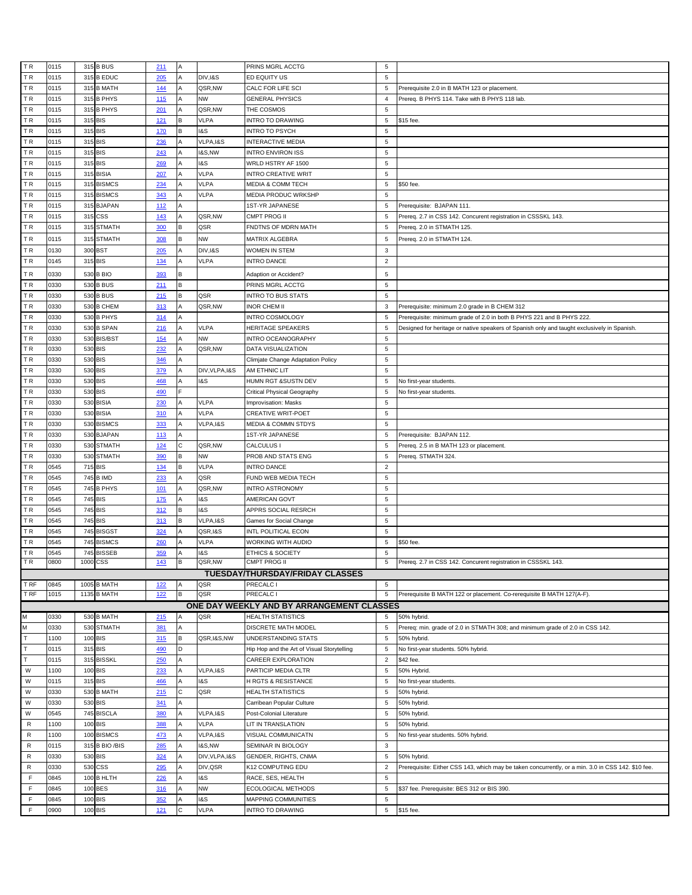| | | | | | | | | | |
|---|---|---|---|---|---|---|---|---|---|
| T R | 0115 | 315 | B BUS | 211 | A | | PRINS MGRL ACCTG | 5 | |
| T R | 0115 | 315 | B EDUC | 205 | A | DIV,I&S | ED EQUITY US | 5 | |
| T R | 0115 | 315 | B MATH | 144 | A | QSR,NW | CALC FOR LIFE SCI | 5 | Prerequisite 2.0 in B MATH 123 or placement. |
| T R | 0115 | 315 | B PHYS | 115 | A | NW | GENERAL PHYSICS | 4 | Prereq. B PHYS 114. Take with B PHYS 118 lab. |
| T R | 0115 | 315 | B PHYS | 201 | A | QSR,NW | THE COSMOS | 5 | |
| T R | 0115 | 315 | BIS | 121 | B | VLPA | INTRO TO DRAWING | 5 | $15 fee. |
| T R | 0115 | 315 | BIS | 170 | B | I&S | INTRO TO PSYCH | 5 | |
| T R | 0115 | 315 | BIS | 236 | A | VLPA,I&S | INTERACTIVE MEDIA | 5 | |
| T R | 0115 | 315 | BIS | 243 | A | I&S,NW | INTRO ENVIRON ISS | 5 | |
| T R | 0115 | 315 | BIS | 269 | A | I&S | WRLD HSTRY AF 1500 | 5 | |
| T R | 0115 | 315 | BISIA | 207 | A | VLPA | INTRO CREATIVE WRIT | 5 | |
| T R | 0115 | 315 | BISMCS | 234 | A | VLPA | MEDIA & COMM TECH | 5 | $50 fee. |
| T R | 0115 | 315 | BISMCS | 343 | A | VLPA | MEDIA PRODUC WRKSHP | 5 | |
| T R | 0115 | 315 | BJAPAN | 112 | A | | 1ST-YR JAPANESE | 5 | Prerequisite: BJAPAN 111. |
| T R | 0115 | 315 | CSS | 143 | A | QSR,NW | CMPT PROG II | 5 | Prereq. 2.7 in CSS 142. Concurent registration in CSSSKL 143. |
| T R | 0115 | 315 | STMATH | 300 | B | QSR | FNDTNS OF MDRN MATH | 5 | Prereq. 2.0 in STMATH 125. |
| T R | 0115 | 315 | STMATH | 308 | B | NW | MATRIX ALGEBRA | 5 | Prereq. 2.0 in STMATH 124. |
| T R | 0130 | 300 | BST | 205 | A | DIV,I&S | WOMEN IN STEM | 3 | |
| T R | 0145 | 315 | BIS | 134 | A | VLPA | INTRO DANCE | 2 | |
| T R | 0330 | 530 | B BIO | 393 | B | | Adaption or Accident? | 5 | |
| T R | 0330 | 530 | B BUS | 211 | B | | PRINS MGRL ACCTG | 5 | |
| T R | 0330 | 530 | B BUS | 215 | B | QSR | INTRO TO BUS STATS | 5 | |
| T R | 0330 | 530 | B CHEM | 313 | A | QSR,NW | INOR CHEM II | 3 | Prerequisite: minimum 2.0 grade in B CHEM 312 |
| T R | 0330 | 530 | B PHYS | 314 | A | | INTRO COSMOLOGY | 5 | Prerequisite: minimum grade of 2.0 in both B PHYS 221 and B PHYS 222. |
| T R | 0330 | 530 | B SPAN | 216 | A | VLPA | HERITAGE SPEAKERS | 5 | Designed for heritage or native speakers of Spanish only and taught exclusively in Spanish. |
| T R | 0330 | 530 | BIS/BST | 154 | A | NW | INTRO OCEANOGRAPHY | 5 | |
| T R | 0330 | 530 | BIS | 232 | A | QSR,NW | DATA VISUALIZATION | 5 | |
| T R | 0330 | 530 | BIS | 346 | A | | Climjate Change Adaptation Policy | 5 | |
| T R | 0330 | 530 | BIS | 379 | A | DIV,VLPA,I&S | AM ETHNIC LIT | 5 | |
| T R | 0330 | 530 | BIS | 468 | A | I&S | HUMN RGT &SUSTN DEV | 5 | No first-year students. |
| T R | 0330 | 530 | BIS | 490 | F | | Critical Physical Geography | 5 | No first-year students. |
| T R | 0330 | 530 | BISIA | 230 | A | VLPA | Improvisation: Masks | 5 | |
| T R | 0330 | 530 | BISIA | 310 | A | VLPA | CREATIVE WRIT-POET | 5 | |
| T R | 0330 | 530 | BISMCS | 333 | A | VLPA,I&S | MEDIA & COMMN STDYS | 5 | |
| T R | 0330 | 530 | BJAPAN | 113 | A | | 1ST-YR JAPANESE | 5 | Prerequisite: BJAPAN 112. |
| T R | 0330 | 530 | STMATH | 124 | C | QSR,NW | CALCULUS I | 5 | Prereq. 2.5 in B MATH 123 or placement. |
| T R | 0330 | 530 | STMATH | 390 | B | NW | PROB AND STATS ENG | 5 | Prereq. STMATH 324. |
| T R | 0545 | 715 | BIS | 134 | B | VLPA | INTRO DANCE | 2 | |
| T R | 0545 | 745 | B IMD | 233 | A | QSR | FUND WEB MEDIA TECH | 5 | |
| T R | 0545 | 745 | B PHYS | 101 | A | QSR,NW | INTRO ASTRONOMY | 5 | |
| T R | 0545 | 745 | BIS | 175 | A | I&S | AMERICAN GOVT | 5 | |
| T R | 0545 | 745 | BIS | 312 | B | I&S | APPRS SOCIAL RESRCH | 5 | |
| T R | 0545 | 745 | BIS | 313 | B | VLPA,I&S | Games for Social Change | 5 | |
| T R | 0545 | 745 | BISGST | 324 | A | QSR,I&S | INTL POLITICAL ECON | 5 | |
| T R | 0545 | 745 | BISMCS | 260 | A | VLPA | WORKING WITH AUDIO | 5 | $50 fee. |
| T R | 0545 | 745 | BISSEB | 359 | A | I&S | ETHICS & SOCIETY | 5 | |
| T R | 0800 | 1000 | CSS | 143 | B | QSR,NW | CMPT PROG II | 5 | Prereq. 2.7 in CSS 142. Concurent registration in CSSSKL 143. |
| | | | | | | | **TUESDAY/THURSDAY/FRIDAY CLASSES** | | |
| T RF | 0845 | 1005 | B MATH | 122 | A | QSR | PRECALC I | 5 | |
| T RF | 1015 | 1135 | B MATH | 122 | B | QSR | PRECALC I | 5 | Prerequisite B MATH 122 or placement. Co-rerequisite B MATH 127(A-F). |
| | | | | | | | **ONE DAY WEEKLY AND BY ARRANGEMENT CLASSES** | | |
| M | 0330 | 530 | B MATH | 215 | A | QSR | HEALTH STATISTICS | 5 | 50% hybrid. |
| M | 0330 | 530 | STMATH | 381 | A | | DISCRETE MATH MODEL | 5 | Prereq: min. grade of 2.0 in STMATH 308; and minimum grade of 2.0 in CSS 142. |
| T | 1100 | 100 | BIS | 315 | B | QSR,I&S,NW | UNDERSTANDING STATS | 5 | 50% hybrid. |
| T | 0115 | 315 | BIS | 490 | D | | Hip Hop and the Art of Visual Storytelling | 5 | No first-year students. 50% hybrid. |
| T | 0115 | 315 | BISSKL | 250 | A | | CAREER EXPLORATION | 2 | $42 fee. |
| W | 1100 | 100 | BIS | 233 | A | VLPA,I&S | PARTICIP MEDIA CLTR | 5 | 50% Hybrid. |
| W | 0115 | 315 | BIS | 466 | A | I&S | H RGTS & RESISTANCE | 5 | No first-year students. |
| W | 0330 | 530 | B MATH | 215 | C | QSR | HEALTH STATISTICS | 5 | 50% hybrid. |
| W | 0330 | 530 | BIS | 341 | A | | Carribean Popular Culture | 5 | 50% hybrid. |
| W | 0545 | 745 | BISCLA | 380 | A | VLPA,I&S | Post-Colonial Literature | 5 | 50% hybrid. |
| R | 1100 | 100 | BIS | 388 | A | VLPA | LIT IN TRANSLATION | 5 | 50% hybrid. |
| R | 1100 | 100 | BISMCS | 473 | A | VLPA,I&S | VISUAL COMMUNICATN | 5 | No first-year students. 50% hybrid. |
| R | 0115 | 315 | B BIO /BIS | 285 | A | I&S,NW | SEMINAR IN BIOLOGY | 3 | |
| R | 0330 | 530 | BIS | 324 | A | DIV,VLPA,I&S | GENDER, RIGHTS, CNMA | 5 | 50% hybrid. |
| R | 0330 | 530 | CSS | 295 | A | DIV,QSR | K12 COMPUTING EDU | 2 | Prerequisite: Either CSS 143, which may be taken concurrently, or a min. 3.0 in CSS 142. $10 fee. |
| F | 0845 | 100 | B HLTH | 226 | A | I&S | RACE, SES, HEALTH | 5 | |
| F | 0845 | 100 | BES | 316 | A | NW | ECOLOGICAL METHODS | 5 | $37 fee. Prerequisite: BES 312 or BIS 390. |
| F | 0845 | 100 | BIS | 352 | A | I&S | MAPPING COMMUNITIES | 5 | |
| F | 0900 | 100 | BIS | 121 | C | VLPA | INTRO TO DRAWING | 5 | $15 fee. |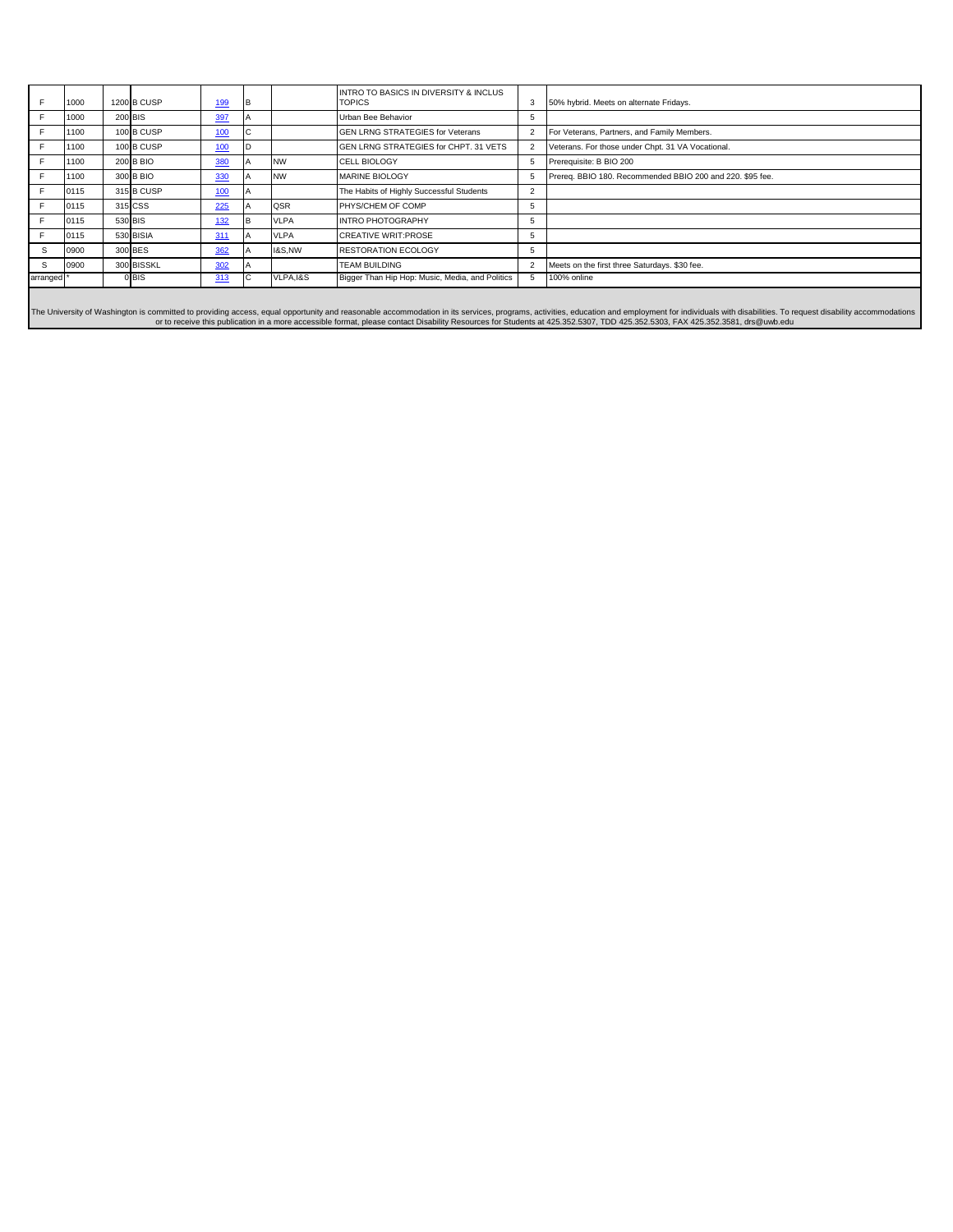| | | | | | | | | | |
|---|---|---|---|---|---|---|---|---|---|
| F | 1000 | 1200 | B CUSP | 199 | B | | INTRO TO BASICS IN DIVERSITY & INCLUS TOPICS | 3 | 50% hybrid. Meets on alternate Fridays. |
| F | 1000 | 200 | BIS | 397 | A | | Urban Bee Behavior | 5 | |
| F | 1100 | 100 | B CUSP | 100 | C | | GEN LRNG STRATEGIES for Veterans | 2 | For Veterans, Partners, and Family Members. |
| F | 1100 | 100 | B CUSP | 100 | D | | GEN LRNG STRATEGIES for CHPT. 31 VETS | 2 | Veterans. For those under Chpt. 31 VA Vocational. |
| F | 1100 | 200 | B BIO | 380 | A | NW | CELL BIOLOGY | 5 | Prerequisite: B BIO 200 |
| F | 1100 | 300 | B BIO | 330 | A | NW | MARINE BIOLOGY | 5 | Prereq. BBIO 180. Recommended BBIO 200 and 220. $95 fee. |
| F | 0115 | 315 | B CUSP | 100 | A | | The Habits of Highly Successful Students | 2 | |
| F | 0115 | 315 | CSS | 225 | A | QSR | PHYS/CHEM OF COMP | 5 | |
| F | 0115 | 530 | BIS | 132 | B | VLPA | INTRO PHOTOGRAPHY | 5 | |
| F | 0115 | 530 | BISIA | 311 | A | VLPA | CREATIVE WRIT:PROSE | 5 | |
| S | 0900 | 300 | BES | 362 | A | I&S,NW | RESTORATION ECOLOGY | 5 | |
| S | 0900 | 300 | BISSKL | 302 | A | | TEAM BUILDING | 2 | Meets on the first three Saturdays. $30 fee. |
| arranged | * | 0 | BIS | 313 | C | VLPA,I&S | Bigger Than Hip Hop: Music, Media, and Politics | 5 | 100% online |

The University of Washington is committed to providing access, equal opportunity and reasonable accommodation in its services, programs, activities, education and employment for individuals with disabilities. To request disability accommodations or to receive this publication in a more accessible format, please contact Disability Resources for Students at 425.352.5307, TDD 425.352.5303, FAX 425.352.3581, drs@uwb.edu